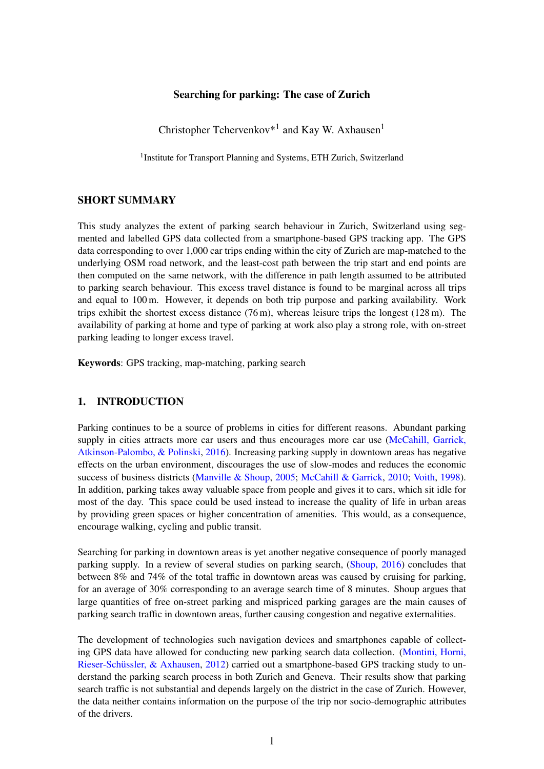# Searching for parking: The case of Zurich

Christopher Tchervenkov*[1] and Kay W. Axhausen[1]

[1]Institute for Transport Planning and Systems, ETH Zurich, Switzerland

## SHORT SUMMARY

This study analyzes the extent of parking search behaviour in Zurich, Switzerland using segmented and labelled GPS data collected from a smartphone-based GPS tracking app. The GPS data corresponding to over 1,000 car trips ending within the city of Zurich are map-matched to the underlying OSM road network, and the least-cost path between the trip start and end points are then computed on the same network, with the difference in path length assumed to be attributed to parking search behaviour. This excess travel distance is found to be marginal across all trips and equal to 100 m. However, it depends on both trip purpose and parking availability. Work trips exhibit the shortest excess distance (76 m), whereas leisure trips the longest (128 m). The availability of parking at home and type of parking at work also play a strong role, with on-street parking leading to longer excess travel.

**Keywords**: GPS tracking, map-matching, parking search

## 1. INTRODUCTION

Parking continues to be a source of problems in cities for different reasons. Abundant parking supply in cities attracts more car users and thus encourages more car use (McCahill, Garrick, Atkinson-Palombo, & Polinski, 2016). Increasing parking supply in downtown areas has negative effects on the urban environment, discourages the use of slow-modes and reduces the economic success of business districts (Manville & Shoup, 2005; McCahill & Garrick, 2010; Voith, 1998). In addition, parking takes away valuable space from people and gives it to cars, which sit idle for most of the day. This space could be used instead to increase the quality of life in urban areas by providing green spaces or higher concentration of amenities. This would, as a consequence, encourage walking, cycling and public transit.

Searching for parking in downtown areas is yet another negative consequence of poorly managed parking supply. In a review of several studies on parking search, (Shoup, 2016) concludes that between 8% and 74% of the total traffic in downtown areas was caused by cruising for parking, for an average of 30% corresponding to an average search time of 8 minutes. Shoup argues that large quantities of free on-street parking and mispriced parking garages are the main causes of parking search traffic in downtown areas, further causing congestion and negative externalities.

The development of technologies such navigation devices and smartphones capable of collecting GPS data have allowed for conducting new parking search data collection. (Montini, Horni, Rieser-Schüssler, & Axhausen, 2012) carried out a smartphone-based GPS tracking study to understand the parking search process in both Zurich and Geneva. Their results show that parking search traffic is not substantial and depends largely on the district in the case of Zurich. However, the data neither contains information on the purpose of the trip nor socio-demographic attributes of the drivers.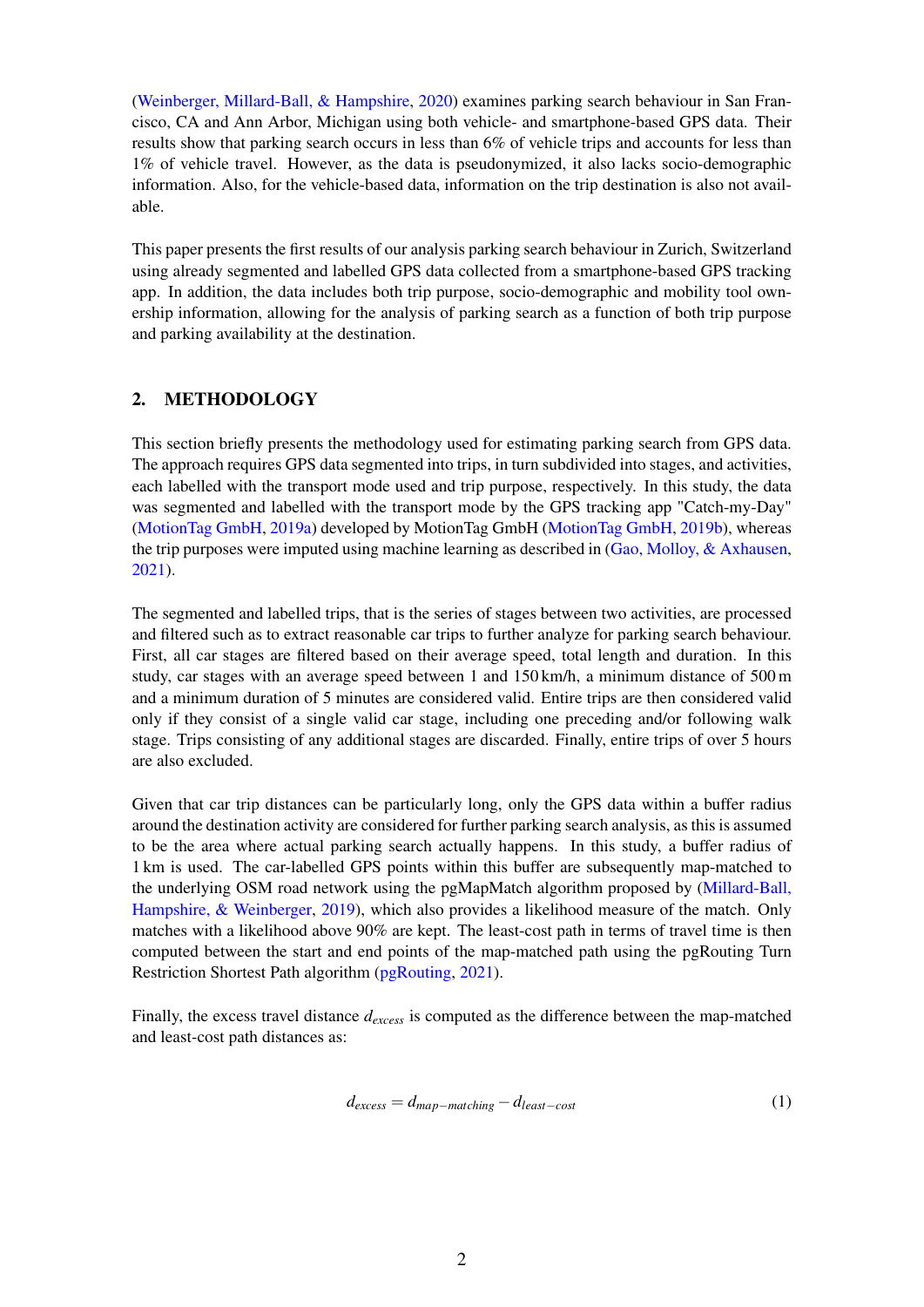(Weinberger, Millard-Ball, & Hampshire, 2020) examines parking search behaviour in San Francisco, CA and Ann Arbor, Michigan using both vehicle- and smartphone-based GPS data. Their results show that parking search occurs in less than 6% of vehicle trips and accounts for less than 1% of vehicle travel. However, as the data is pseudonymized, it also lacks socio-demographic information. Also, for the vehicle-based data, information on the trip destination is also not available.

This paper presents the first results of our analysis parking search behaviour in Zurich, Switzerland using already segmented and labelled GPS data collected from a smartphone-based GPS tracking app. In addition, the data includes both trip purpose, socio-demographic and mobility tool ownership information, allowing for the analysis of parking search as a function of both trip purpose and parking availability at the destination.

## 2. METHODOLOGY

This section briefly presents the methodology used for estimating parking search from GPS data. The approach requires GPS data segmented into trips, in turn subdivided into stages, and activities, each labelled with the transport mode used and trip purpose, respectively. In this study, the data was segmented and labelled with the transport mode by the GPS tracking app "Catch-my-Day" (MotionTag GmbH, 2019a) developed by MotionTag GmbH (MotionTag GmbH, 2019b), whereas the trip purposes were imputed using machine learning as described in (Gao, Molloy, & Axhausen, 2021).

The segmented and labelled trips, that is the series of stages between two activities, are processed and filtered such as to extract reasonable car trips to further analyze for parking search behaviour. First, all car stages are filtered based on their average speed, total length and duration. In this study, car stages with an average speed between 1 and 150 km/h, a minimum distance of 500 m and a minimum duration of 5 minutes are considered valid. Entire trips are then considered valid only if they consist of a single valid car stage, including one preceding and/or following walk stage. Trips consisting of any additional stages are discarded. Finally, entire trips of over 5 hours are also excluded.

Given that car trip distances can be particularly long, only the GPS data within a buffer radius around the destination activity are considered for further parking search analysis, as this is assumed to be the area where actual parking search actually happens. In this study, a buffer radius of 1 km is used. The car-labelled GPS points within this buffer are subsequently map-matched to the underlying OSM road network using the pgMapMatch algorithm proposed by (Millard-Ball, Hampshire, & Weinberger, 2019), which also provides a likelihood measure of the match. Only matches with a likelihood above 90% are kept. The least-cost path in terms of travel time is then computed between the start and end points of the map-matched path using the pgRouting Turn Restriction Shortest Path algorithm (pgRouting, 2021).

Finally, the excess travel distance $d_{excess}$ is computed as the difference between the map-matched and least-cost path distances as:

$$d_{excess} = d_{map-matching} - d_{least-cost} \tag{1}$$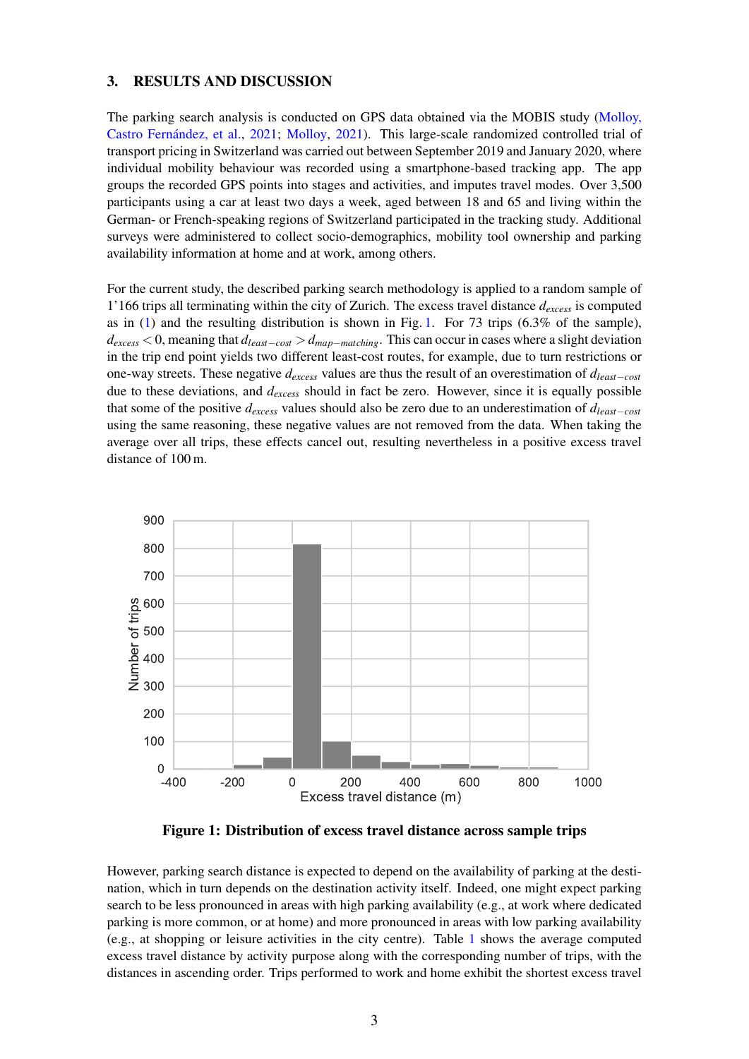## 3. RESULTS AND DISCUSSION

The parking search analysis is conducted on GPS data obtained via the MOBIS study (Molloy, Castro Fernández, et al., 2021; Molloy, 2021). This large-scale randomized controlled trial of transport pricing in Switzerland was carried out between September 2019 and January 2020, where individual mobility behaviour was recorded using a smartphone-based tracking app. The app groups the recorded GPS points into stages and activities, and imputes travel modes. Over 3,500 participants using a car at least two days a week, aged between 18 and 65 and living within the German- or French-speaking regions of Switzerland participated in the tracking study. Additional surveys were administered to collect socio-demographics, mobility tool ownership and parking availability information at home and at work, among others.

For the current study, the described parking search methodology is applied to a random sample of 1'166 trips all terminating within the city of Zurich. The excess travel distance $d_{excess}$ is computed as in (1) and the resulting distribution is shown in Fig. 1. For 73 trips (6.3% of the sample), $d_{excess} < 0$, meaning that $d_{least-cost} > d_{map-matching}$. This can occur in cases where a slight deviation in the trip end point yields two different least-cost routes, for example, due to turn restrictions or one-way streets. These negative $d_{excess}$ values are thus the result of an overestimation of $d_{least-cost}$ due to these deviations, and $d_{excess}$ should in fact be zero. However, since it is equally possible that some of the positive $d_{excess}$ values should also be zero due to an underestimation of $d_{least-cost}$ using the same reasoning, these negative values are not removed from the data. When taking the average over all trips, these effects cancel out, resulting nevertheless in a positive excess travel distance of 100 m.

**Figure 1: Distribution of excess travel distance across sample trips**

However, parking search distance is expected to depend on the availability of parking at the destination, which in turn depends on the destination activity itself. Indeed, one might expect parking search to be less pronounced in areas with high parking availability (e.g., at work where dedicated parking is more common, or at home) and more pronounced in areas with low parking availability (e.g., at shopping or leisure activities in the city centre). Table 1 shows the average computed excess travel distance by activity purpose along with the corresponding number of trips, with the distances in ascending order. Trips performed to work and home exhibit the shortest excess travel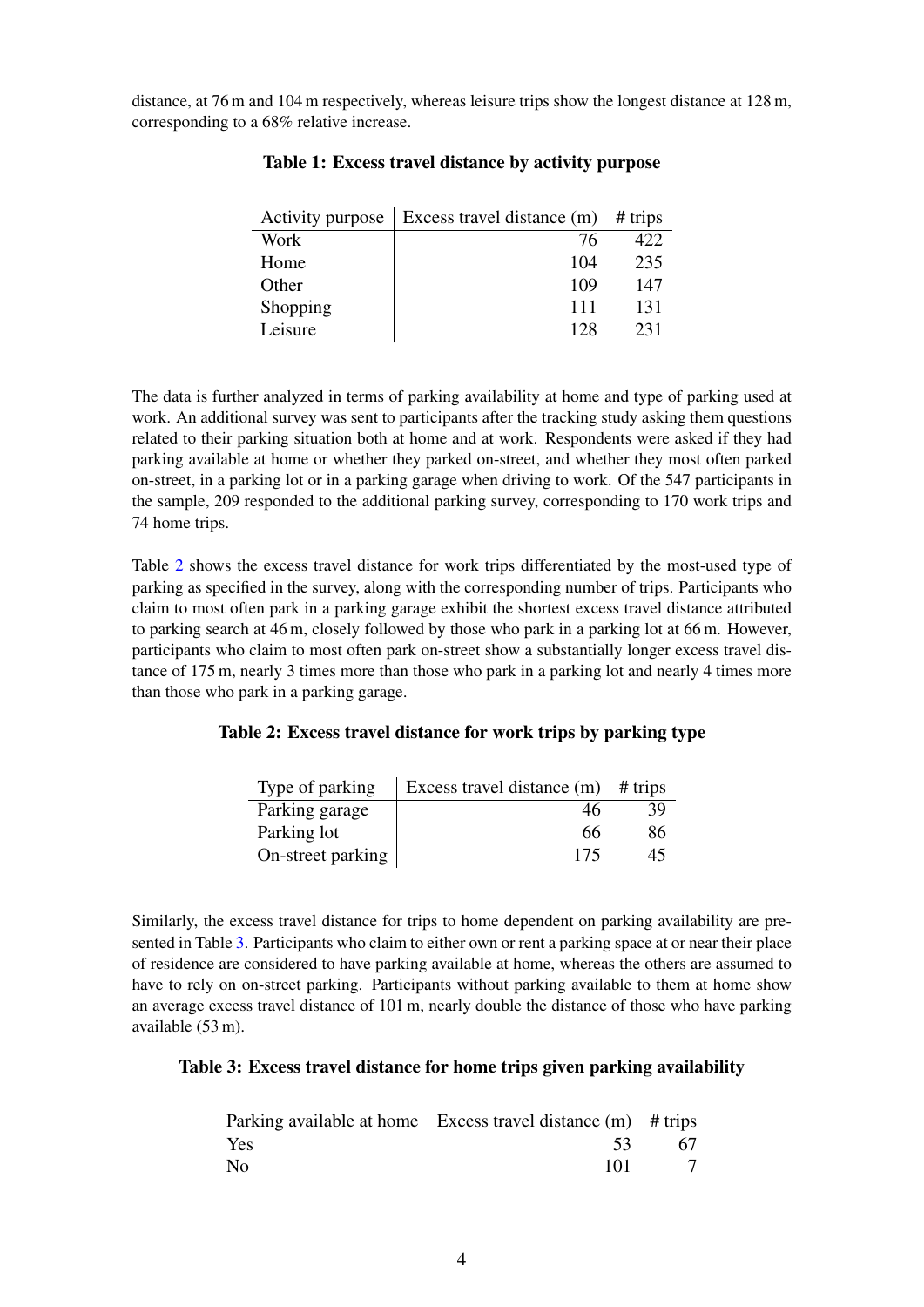distance, at 76 m and 104 m respectively, whereas leisure trips show the longest distance at 128 m, corresponding to a 68% relative increase.

**Table 1: Excess travel distance by activity purpose**

| Activity purpose | Excess travel distance (m) | # trips |
|---|---|---|
| Work | 76 | 422 |
| Home | 104 | 235 |
| Other | 109 | 147 |
| Shopping | 111 | 131 |
| Leisure | 128 | 231 |

The data is further analyzed in terms of parking availability at home and type of parking used at work. An additional survey was sent to participants after the tracking study asking them questions related to their parking situation both at home and at work. Respondents were asked if they had parking available at home or whether they parked on-street, and whether they most often parked on-street, in a parking lot or in a parking garage when driving to work. Of the 547 participants in the sample, 209 responded to the additional parking survey, corresponding to 170 work trips and 74 home trips.

Table 2 shows the excess travel distance for work trips differentiated by the most-used type of parking as specified in the survey, along with the corresponding number of trips. Participants who claim to most often park in a parking garage exhibit the shortest excess travel distance attributed to parking search at 46 m, closely followed by those who park in a parking lot at 66 m. However, participants who claim to most often park on-street show a substantially longer excess travel distance of 175 m, nearly 3 times more than those who park in a parking lot and nearly 4 times more than those who park in a parking garage.

**Table 2: Excess travel distance for work trips by parking type**

| Type of parking | Excess travel distance (m) | # trips |
|---|---|---|
| Parking garage | 46 | 39 |
| Parking lot | 66 | 86 |
| On-street parking | 175 | 45 |

Similarly, the excess travel distance for trips to home dependent on parking availability are presented in Table 3. Participants who claim to either own or rent a parking space at or near their place of residence are considered to have parking available at home, whereas the others are assumed to have to rely on on-street parking. Participants without parking available to them at home show an average excess travel distance of 101 m, nearly double the distance of those who have parking available (53 m).

**Table 3: Excess travel distance for home trips given parking availability**

| Parking available at home | Excess travel distance (m) | # trips |
|---|---|---|
| Yes | 53 | 67 |
| No | 101 | 7 |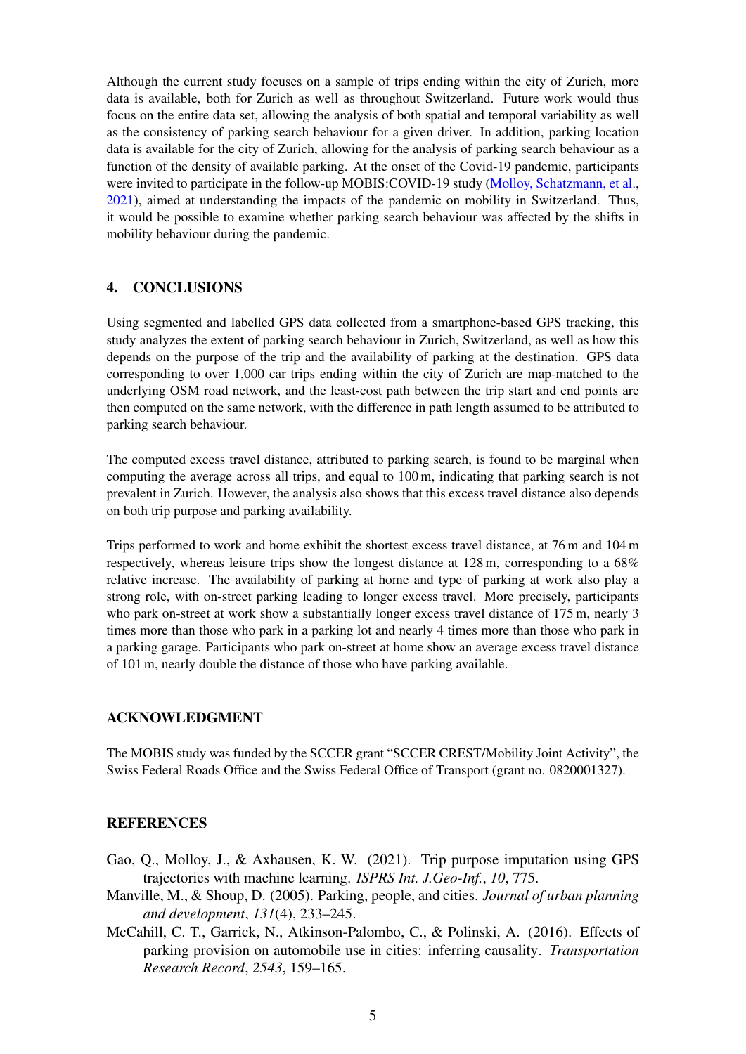Although the current study focuses on a sample of trips ending within the city of Zurich, more data is available, both for Zurich as well as throughout Switzerland. Future work would thus focus on the entire data set, allowing the analysis of both spatial and temporal variability as well as the consistency of parking search behaviour for a given driver. In addition, parking location data is available for the city of Zurich, allowing for the analysis of parking search behaviour as a function of the density of available parking. At the onset of the Covid-19 pandemic, participants were invited to participate in the follow-up MOBIS:COVID-19 study (Molloy, Schatzmann, et al., 2021), aimed at understanding the impacts of the pandemic on mobility in Switzerland. Thus, it would be possible to examine whether parking search behaviour was affected by the shifts in mobility behaviour during the pandemic.

## 4. CONCLUSIONS

Using segmented and labelled GPS data collected from a smartphone-based GPS tracking, this study analyzes the extent of parking search behaviour in Zurich, Switzerland, as well as how this depends on the purpose of the trip and the availability of parking at the destination. GPS data corresponding to over 1,000 car trips ending within the city of Zurich are map-matched to the underlying OSM road network, and the least-cost path between the trip start and end points are then computed on the same network, with the difference in path length assumed to be attributed to parking search behaviour.

The computed excess travel distance, attributed to parking search, is found to be marginal when computing the average across all trips, and equal to 100 m, indicating that parking search is not prevalent in Zurich. However, the analysis also shows that this excess travel distance also depends on both trip purpose and parking availability.

Trips performed to work and home exhibit the shortest excess travel distance, at 76 m and 104 m respectively, whereas leisure trips show the longest distance at 128 m, corresponding to a 68% relative increase. The availability of parking at home and type of parking at work also play a strong role, with on-street parking leading to longer excess travel. More precisely, participants who park on-street at work show a substantially longer excess travel distance of 175 m, nearly 3 times more than those who park in a parking lot and nearly 4 times more than those who park in a parking garage. Participants who park on-street at home show an average excess travel distance of 101 m, nearly double the distance of those who have parking available.

## ACKNOWLEDGMENT

The MOBIS study was funded by the SCCER grant "SCCER CREST/Mobility Joint Activity", the Swiss Federal Roads Office and the Swiss Federal Office of Transport (grant no. 0820001327).

## REFERENCES

Gao, Q., Molloy, J., & Axhausen, K. W. (2021). Trip purpose imputation using GPS trajectories with machine learning. *ISPRS Int. J.Geo-Inf.*, *10*, 775.

Manville, M., & Shoup, D. (2005). Parking, people, and cities. *Journal of urban planning and development*, *131*(4), 233–245.

McCahill, C. T., Garrick, N., Atkinson-Palombo, C., & Polinski, A. (2016). Effects of parking provision on automobile use in cities: inferring causality. *Transportation Research Record*, *2543*, 159–165.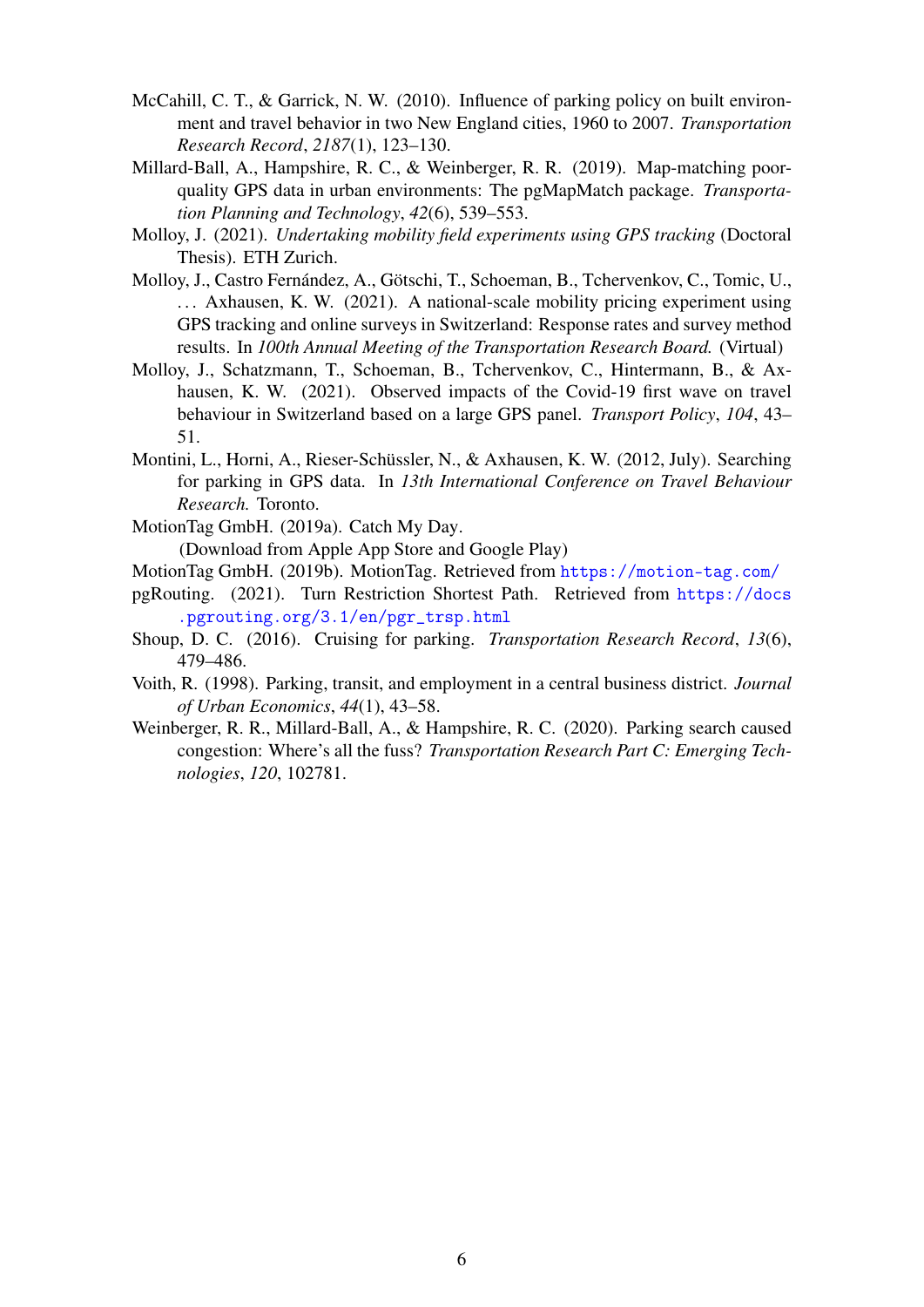McCahill, C. T., & Garrick, N. W. (2010). Influence of parking policy on built environment and travel behavior in two New England cities, 1960 to 2007. *Transportation Research Record*, *2187*(1), 123–130.

Millard-Ball, A., Hampshire, R. C., & Weinberger, R. R. (2019). Map-matching poor-quality GPS data in urban environments: The pgMapMatch package. *Transportation Planning and Technology*, *42*(6), 539–553.

Molloy, J. (2021). *Undertaking mobility field experiments using GPS tracking* (Doctoral Thesis). ETH Zurich.

Molloy, J., Castro Fernández, A., Götschi, T., Schoeman, B., Tchervenkov, C., Tomic, U., ... Axhausen, K. W. (2021). A national-scale mobility pricing experiment using GPS tracking and online surveys in Switzerland: Response rates and survey method results. In *100th Annual Meeting of the Transportation Research Board.* (Virtual)

Molloy, J., Schatzmann, T., Schoeman, B., Tchervenkov, C., Hintermann, B., & Axhausen, K. W. (2021). Observed impacts of the Covid-19 first wave on travel behaviour in Switzerland based on a large GPS panel. *Transport Policy*, *104*, 43–51.

Montini, L., Horni, A., Rieser-Schüssler, N., & Axhausen, K. W. (2012, July). Searching for parking in GPS data. In *13th International Conference on Travel Behaviour Research.* Toronto.

MotionTag GmbH. (2019a). Catch My Day.
(Download from Apple App Store and Google Play)

MotionTag GmbH. (2019b). MotionTag. Retrieved from https://motion-tag.com/

pgRouting. (2021). Turn Restriction Shortest Path. Retrieved from https://docs.pgrouting.org/3.1/en/pgr_trsp.html

Shoup, D. C. (2016). Cruising for parking. *Transportation Research Record*, *13*(6), 479–486.

Voith, R. (1998). Parking, transit, and employment in a central business district. *Journal of Urban Economics*, *44*(1), 43–58.

Weinberger, R. R., Millard-Ball, A., & Hampshire, R. C. (2020). Parking search caused congestion: Where's all the fuss? *Transportation Research Part C: Emerging Technologies*, *120*, 102781.